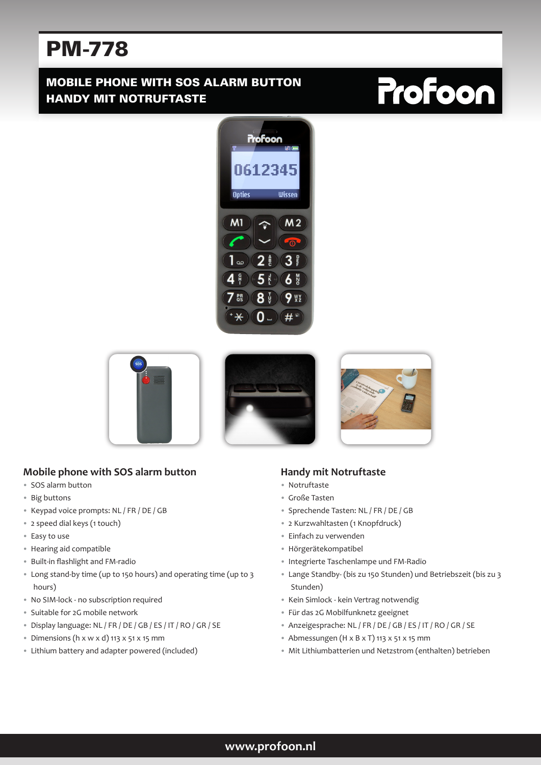# PM-778

**MOBILE PHONE WITH SOS ALARM BUTTON**
**HANDY MIT NOTRUFTASTE**

Profoon

## Mobile phone with SOS alarm button

- SOS alarm button
- Big buttons
- Keypad voice prompts: NL / FR / DE / GB
- 2 speed dial keys (1 touch)
- Easy to use
- Hearing aid compatible
- Built-in flashlight and FM-radio
- Long stand-by time (up to 150 hours) and operating time (up to 3 hours)
- No SIM-lock - no subscription required
- Suitable for 2G mobile network
- Display language: NL / FR / DE / GB / ES / IT / RO / GR / SE
- Dimensions (h x w x d) 113 x 51 x 15 mm
- Lithium battery and adapter powered (included)

## Handy mit Notruftaste

- Notruftaste
- Große Tasten
- Sprechende Tasten: NL / FR / DE / GB
- 2 Kurzwahltasten (1 Knopfdruck)
- Einfach zu verwenden
- Hörgerätekompatibel
- Integrierte Taschenlampe und FM-Radio
- Lange Standby- (bis zu 150 Stunden) und Betriebszeit (bis zu 3 Stunden)
- Kein Simlock - kein Vertrag notwendig
- Für das 2G Mobilfunknetz geeignet
- Anzeigesprache: NL / FR / DE / GB / ES / IT / RO / GR / SE
- Abmessungen (H x B x T) 113 x 51 x 15 mm
- Mit Lithiumbatterien und Netzstrom (enthalten) betrieben

www.profoon.nl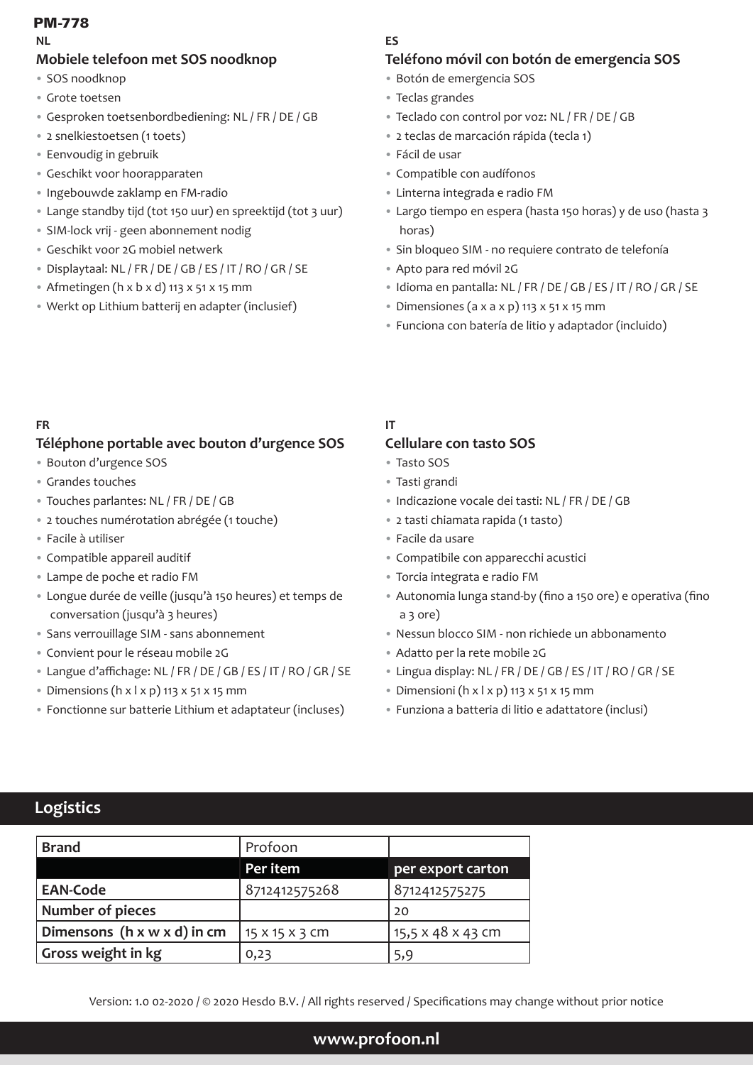# PM-778

**NL**

## Mobiele telefoon met SOS noodknop

- SOS noodknop
- Grote toetsen
- Gesproken toetsenbordbediening: NL / FR / DE / GB
- 2 snelkiestoetsen (1 toets)
- Eenvoudig in gebruik
- Geschikt voor hoorapparaten
- Ingebouwde zaklamp en FM-radio
- Lange standby tijd (tot 150 uur) en spreektijd (tot 3 uur)
- SIM-lock vrij - geen abonnement nodig
- Geschikt voor 2G mobiel netwerk
- Displaytaal: NL / FR / DE / GB / ES / IT / RO / GR / SE
- Afmetingen (h x b x d) 113 x 51 x 15 mm
- Werkt op Lithium batterij en adapter (inclusief)

**ES**

## Teléfono móvil con botón de emergencia SOS

- Botón de emergencia SOS
- Teclas grandes
- Teclado con control por voz: NL / FR / DE / GB
- 2 teclas de marcación rápida (tecla 1)
- Fácil de usar
- Compatible con audífonos
- Linterna integrada e radio FM
- Largo tiempo en espera (hasta 150 horas) y de uso (hasta 3 horas)
- Sin bloqueo SIM - no requiere contrato de telefonía
- Apto para red móvil 2G
- Idioma en pantalla: NL / FR / DE / GB / ES / IT / RO / GR / SE
- Dimensiones (a x a x p) 113 x 51 x 15 mm
- Funciona con batería de litio y adaptador (incluido)

**FR**

## Téléphone portable avec bouton d'urgence SOS

- Bouton d'urgence SOS
- Grandes touches
- Touches parlantes: NL / FR / DE / GB
- 2 touches numérotation abrégée (1 touche)
- Facile à utiliser
- Compatible appareil auditif
- Lampe de poche et radio FM
- Longue durée de veille (jusqu'à 150 heures) et temps de conversation (jusqu'à 3 heures)
- Sans verrouillage SIM - sans abonnement
- Convient pour le réseau mobile 2G
- Langue d'affichage: NL / FR / DE / GB / ES / IT / RO / GR / SE
- Dimensions (h x l x p) 113 x 51 x 15 mm
- Fonctionne sur batterie Lithium et adaptateur (incluses)

**IT**

## Cellulare con tasto SOS

- Tasto SOS
- Tasti grandi
- Indicazione vocale dei tasti: NL / FR / DE / GB
- 2 tasti chiamata rapida (1 tasto)
- Facile da usare
- Compatibile con apparecchi acustici
- Torcia integrata e radio FM
- Autonomia lunga stand-by (fino a 150 ore) e operativa (fino a 3 ore)
- Nessun blocco SIM - non richiede un abbonamento
- Adatto per la rete mobile 2G
- Lingua display: NL / FR / DE / GB / ES / IT / RO / GR / SE
- Dimensioni (h x l x p) 113 x 51 x 15 mm
- Funziona a batteria di litio e adattatore (inclusi)

## Logistics

| Brand | Profoon | |
|---|---|---|
| | **Per item** | **per export carton** |
| **EAN-Code** | 8712412575268 | 8712412575275 |
| **Number of pieces** | | 20 |
| **Dimensons (h x w x d) in cm** | 15 x 15 x 3 cm | 15,5 x 48 x 43 cm |
| **Gross weight in kg** | 0,23 | 5,9 |

Version: 1.0 02-2020 / © 2020 Hesdo B.V. / All rights reserved / Specifications may change without prior notice

**www.profoon.nl**